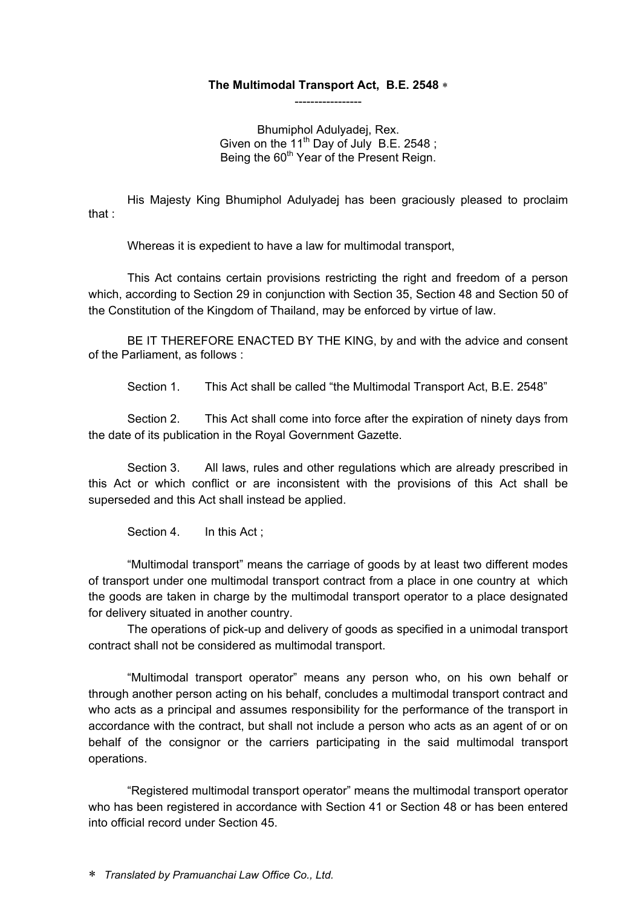# The Multimodal Transport Act, B.E. 2548 ∗

-----------------

Bhumiphol Adulyadej, Rex.
Given on the 11th Day of July B.E. 2548 ;
Being the 60th Year of the Present Reign.

His Majesty King Bhumiphol Adulyadej has been graciously pleased to proclaim that :

Whereas it is expedient to have a law for multimodal transport,

This Act contains certain provisions restricting the right and freedom of a person which, according to Section 29 in conjunction with Section 35, Section 48 and Section 50 of the Constitution of the Kingdom of Thailand, may be enforced by virtue of law.

BE IT THEREFORE ENACTED BY THE KING, by and with the advice and consent of the Parliament, as follows :

Section 1. This Act shall be called "the Multimodal Transport Act, B.E. 2548"

Section 2. This Act shall come into force after the expiration of ninety days from the date of its publication in the Royal Government Gazette.

Section 3. All laws, rules and other regulations which are already prescribed in this Act or which conflict or are inconsistent with the provisions of this Act shall be superseded and this Act shall instead be applied.

Section 4. In this Act ;

"Multimodal transport" means the carriage of goods by at least two different modes of transport under one multimodal transport contract from a place in one country at which the goods are taken in charge by the multimodal transport operator to a place designated for delivery situated in another country.

The operations of pick-up and delivery of goods as specified in a unimodal transport contract shall not be considered as multimodal transport.

"Multimodal transport operator" means any person who, on his own behalf or through another person acting on his behalf, concludes a multimodal transport contract and who acts as a principal and assumes responsibility for the performance of the transport in accordance with the contract, but shall not include a person who acts as an agent of or on behalf of the consignor or the carriers participating in the said multimodal transport operations.

"Registered multimodal transport operator" means the multimodal transport operator who has been registered in accordance with Section 41 or Section 48 or has been entered into official record under Section 45.

∗ *Translated by Pramuanchai Law Office Co., Ltd.*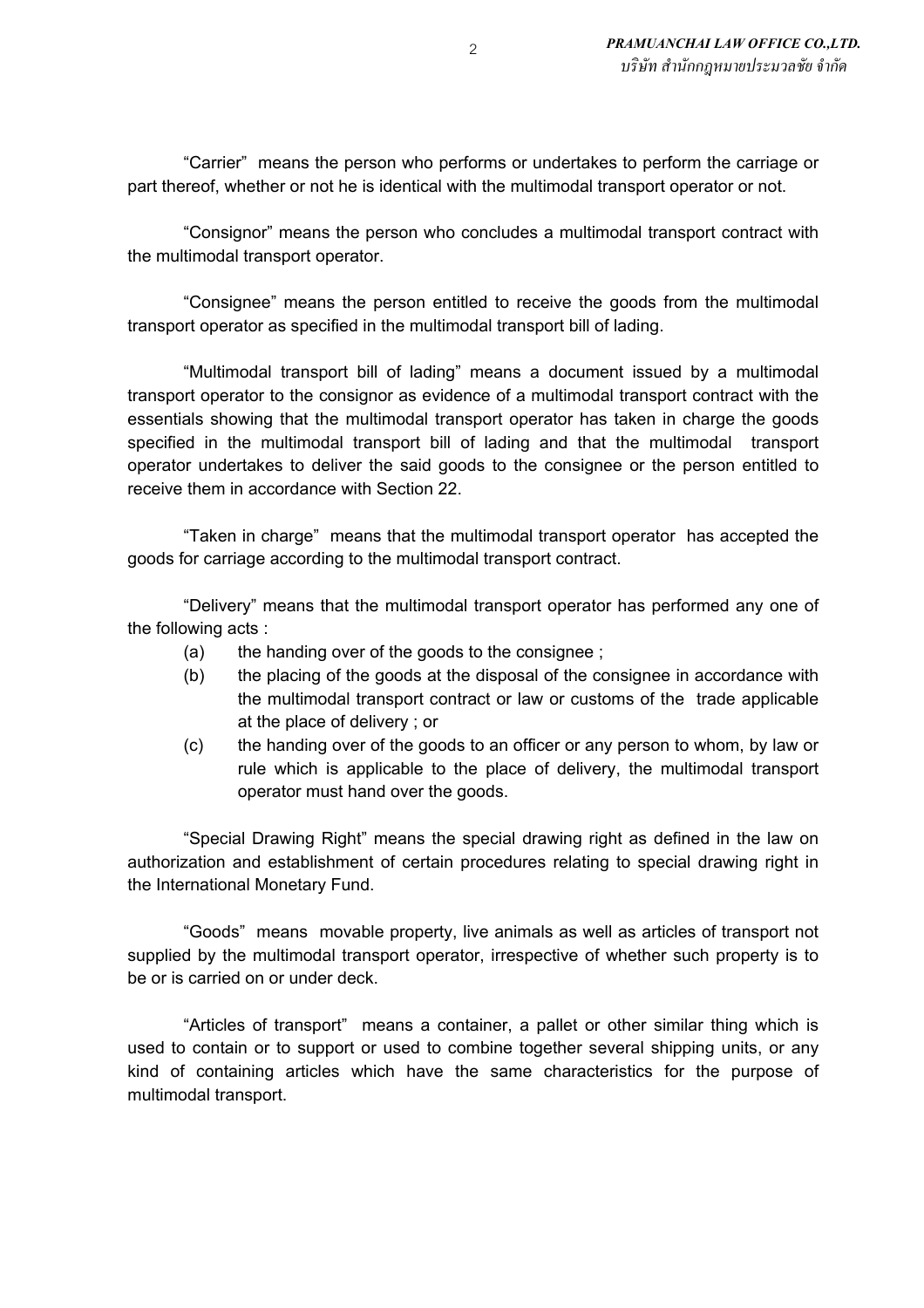"Carrier" means the person who performs or undertakes to perform the carriage or part thereof, whether or not he is identical with the multimodal transport operator or not.

"Consignor" means the person who concludes a multimodal transport contract with the multimodal transport operator.

"Consignee" means the person entitled to receive the goods from the multimodal transport operator as specified in the multimodal transport bill of lading.

"Multimodal transport bill of lading" means a document issued by a multimodal transport operator to the consignor as evidence of a multimodal transport contract with the essentials showing that the multimodal transport operator has taken in charge the goods specified in the multimodal transport bill of lading and that the multimodal transport operator undertakes to deliver the said goods to the consignee or the person entitled to receive them in accordance with Section 22.

"Taken in charge" means that the multimodal transport operator has accepted the goods for carriage according to the multimodal transport contract.

"Delivery" means that the multimodal transport operator has performed any one of the following acts :

(a) the handing over of the goods to the consignee ;

(b) the placing of the goods at the disposal of the consignee in accordance with the multimodal transport contract or law or customs of the trade applicable at the place of delivery ; or

(c) the handing over of the goods to an officer or any person to whom, by law or rule which is applicable to the place of delivery, the multimodal transport operator must hand over the goods.

"Special Drawing Right" means the special drawing right as defined in the law on authorization and establishment of certain procedures relating to special drawing right in the International Monetary Fund.

"Goods" means movable property, live animals as well as articles of transport not supplied by the multimodal transport operator, irrespective of whether such property is to be or is carried on or under deck.

"Articles of transport" means a container, a pallet or other similar thing which is used to contain or to support or used to combine together several shipping units, or any kind of containing articles which have the same characteristics for the purpose of multimodal transport.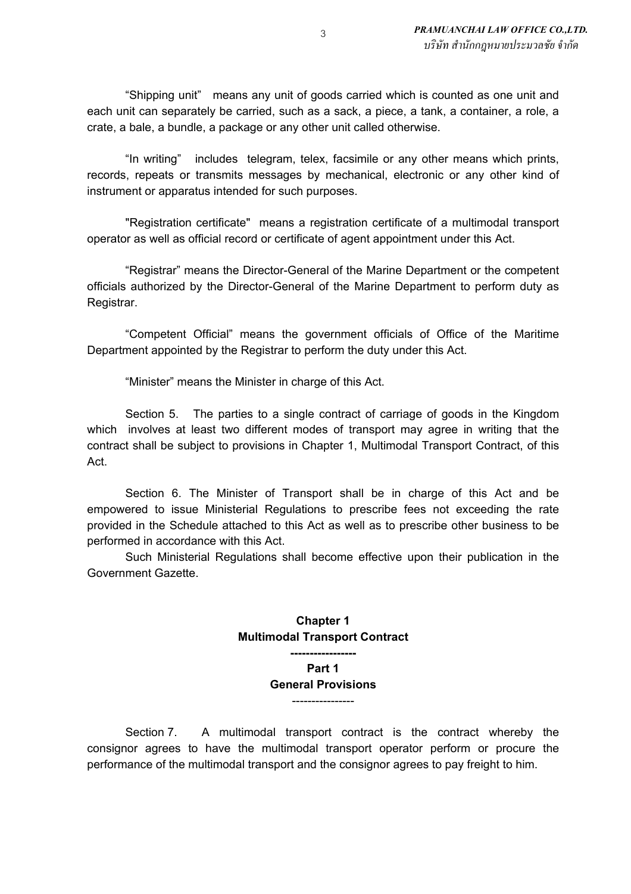"Shipping unit" means any unit of goods carried which is counted as one unit and each unit can separately be carried, such as a sack, a piece, a tank, a container, a role, a crate, a bale, a bundle, a package or any other unit called otherwise.

"In writing" includes telegram, telex, facsimile or any other means which prints, records, repeats or transmits messages by mechanical, electronic or any other kind of instrument or apparatus intended for such purposes.

"Registration certificate" means a registration certificate of a multimodal transport operator as well as official record or certificate of agent appointment under this Act.

"Registrar" means the Director-General of the Marine Department or the competent officials authorized by the Director-General of the Marine Department to perform duty as Registrar.

"Competent Official" means the government officials of Office of the Maritime Department appointed by the Registrar to perform the duty under this Act.

"Minister" means the Minister in charge of this Act.

Section 5. The parties to a single contract of carriage of goods in the Kingdom which involves at least two different modes of transport may agree in writing that the contract shall be subject to provisions in Chapter 1, Multimodal Transport Contract, of this Act.

Section 6. The Minister of Transport shall be in charge of this Act and be empowered to issue Ministerial Regulations to prescribe fees not exceeding the rate provided in the Schedule attached to this Act as well as to prescribe other business to be performed in accordance with this Act.

Such Ministerial Regulations shall become effective upon their publication in the Government Gazette.

## Chapter 1
## Multimodal Transport Contract

-----------------

### Part 1
### General Provisions

----------------

Section 7. A multimodal transport contract is the contract whereby the consignor agrees to have the multimodal transport operator perform or procure the performance of the multimodal transport and the consignor agrees to pay freight to him.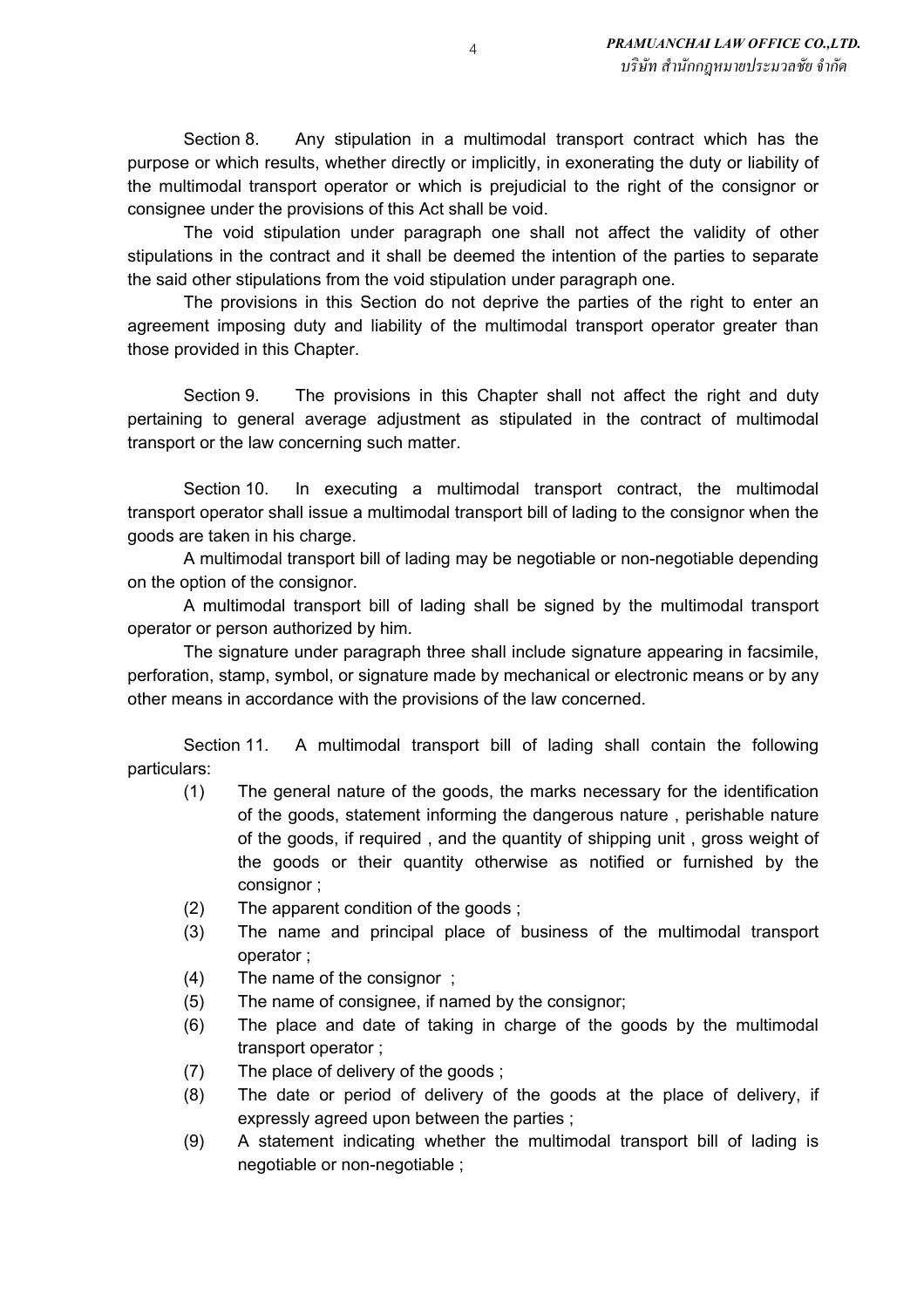Section 8. Any stipulation in a multimodal transport contract which has the purpose or which results, whether directly or implicitly, in exonerating the duty or liability of the multimodal transport operator or which is prejudicial to the right of the consignor or consignee under the provisions of this Act shall be void.

The void stipulation under paragraph one shall not affect the validity of other stipulations in the contract and it shall be deemed the intention of the parties to separate the said other stipulations from the void stipulation under paragraph one.

The provisions in this Section do not deprive the parties of the right to enter an agreement imposing duty and liability of the multimodal transport operator greater than those provided in this Chapter.

Section 9. The provisions in this Chapter shall not affect the right and duty pertaining to general average adjustment as stipulated in the contract of multimodal transport or the law concerning such matter.

Section 10. In executing a multimodal transport contract, the multimodal transport operator shall issue a multimodal transport bill of lading to the consignor when the goods are taken in his charge.

A multimodal transport bill of lading may be negotiable or non-negotiable depending on the option of the consignor.

A multimodal transport bill of lading shall be signed by the multimodal transport operator or person authorized by him.

The signature under paragraph three shall include signature appearing in facsimile, perforation, stamp, symbol, or signature made by mechanical or electronic means or by any other means in accordance with the provisions of the law concerned.

Section 11. A multimodal transport bill of lading shall contain the following particulars:

(1) The general nature of the goods, the marks necessary for the identification of the goods, statement informing the dangerous nature , perishable nature of the goods, if required , and the quantity of shipping unit , gross weight of the goods or their quantity otherwise as notified or furnished by the consignor ;

(2) The apparent condition of the goods ;

(3) The name and principal place of business of the multimodal transport operator ;

(4) The name of the consignor ;

(5) The name of consignee, if named by the consignor;

(6) The place and date of taking in charge of the goods by the multimodal transport operator ;

(7) The place of delivery of the goods ;

(8) The date or period of delivery of the goods at the place of delivery, if expressly agreed upon between the parties ;

(9) A statement indicating whether the multimodal transport bill of lading is negotiable or non-negotiable ;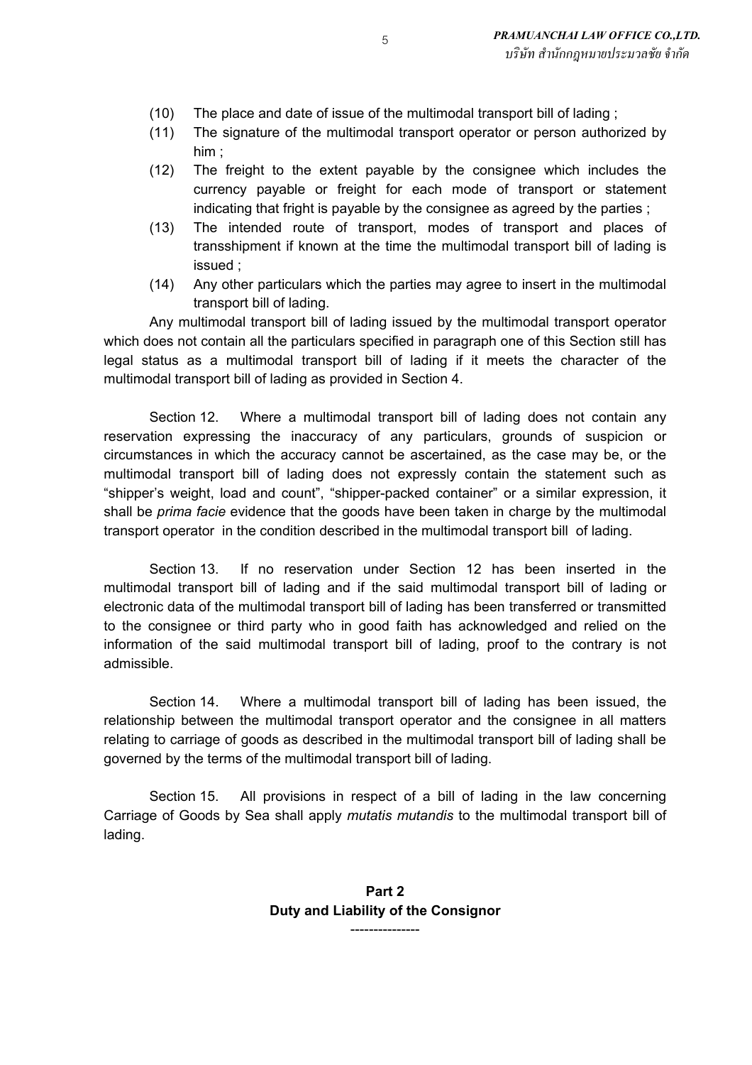(10) The place and date of issue of the multimodal transport bill of lading ;

(11) The signature of the multimodal transport operator or person authorized by him ;

(12) The freight to the extent payable by the consignee which includes the currency payable or freight for each mode of transport or statement indicating that fright is payable by the consignee as agreed by the parties ;

(13) The intended route of transport, modes of transport and places of transshipment if known at the time the multimodal transport bill of lading is issued ;

(14) Any other particulars which the parties may agree to insert in the multimodal transport bill of lading.

Any multimodal transport bill of lading issued by the multimodal transport operator which does not contain all the particulars specified in paragraph one of this Section still has legal status as a multimodal transport bill of lading if it meets the character of the multimodal transport bill of lading as provided in Section 4.

Section 12. Where a multimodal transport bill of lading does not contain any reservation expressing the inaccuracy of any particulars, grounds of suspicion or circumstances in which the accuracy cannot be ascertained, as the case may be, or the multimodal transport bill of lading does not expressly contain the statement such as "shipper's weight, load and count", "shipper-packed container" or a similar expression, it shall be *prima facie* evidence that the goods have been taken in charge by the multimodal transport operator in the condition described in the multimodal transport bill of lading.

Section 13. If no reservation under Section 12 has been inserted in the multimodal transport bill of lading and if the said multimodal transport bill of lading or electronic data of the multimodal transport bill of lading has been transferred or transmitted to the consignee or third party who in good faith has acknowledged and relied on the information of the said multimodal transport bill of lading, proof to the contrary is not admissible.

Section 14. Where a multimodal transport bill of lading has been issued, the relationship between the multimodal transport operator and the consignee in all matters relating to carriage of goods as described in the multimodal transport bill of lading shall be governed by the terms of the multimodal transport bill of lading.

Section 15. All provisions in respect of a bill of lading in the law concerning Carriage of Goods by Sea shall apply *mutatis mutandis* to the multimodal transport bill of lading.

## Part 2
## Duty and Liability of the Consignor

---------------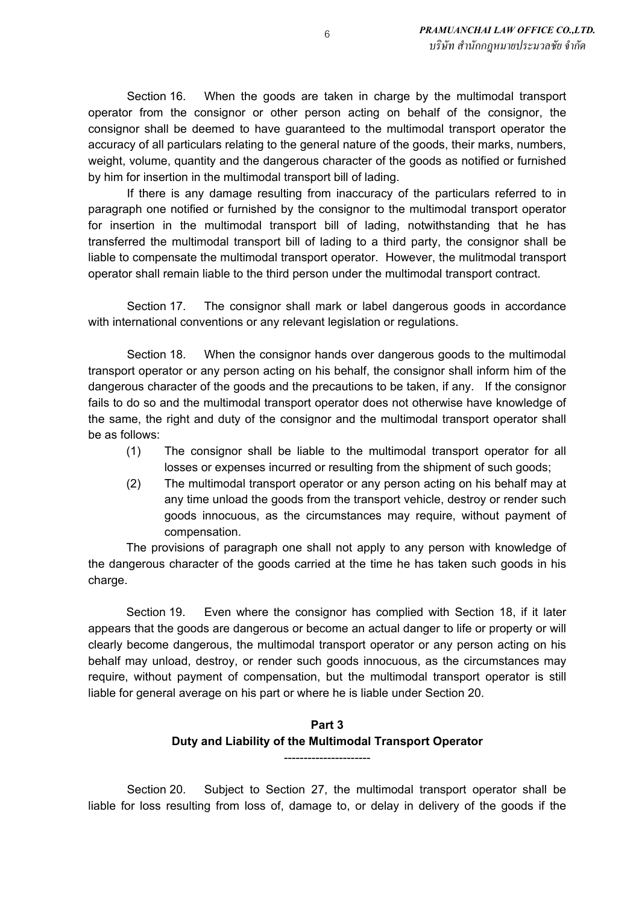Section 16. When the goods are taken in charge by the multimodal transport operator from the consignor or other person acting on behalf of the consignor, the consignor shall be deemed to have guaranteed to the multimodal transport operator the accuracy of all particulars relating to the general nature of the goods, their marks, numbers, weight, volume, quantity and the dangerous character of the goods as notified or furnished by him for insertion in the multimodal transport bill of lading.

If there is any damage resulting from inaccuracy of the particulars referred to in paragraph one notified or furnished by the consignor to the multimodal transport operator for insertion in the multimodal transport bill of lading, notwithstanding that he has transferred the multimodal transport bill of lading to a third party, the consignor shall be liable to compensate the multimodal transport operator. However, the mulitmodal transport operator shall remain liable to the third person under the multimodal transport contract.

Section 17. The consignor shall mark or label dangerous goods in accordance with international conventions or any relevant legislation or regulations.

Section 18. When the consignor hands over dangerous goods to the multimodal transport operator or any person acting on his behalf, the consignor shall inform him of the dangerous character of the goods and the precautions to be taken, if any. If the consignor fails to do so and the multimodal transport operator does not otherwise have knowledge of the same, the right and duty of the consignor and the multimodal transport operator shall be as follows:

(1) The consignor shall be liable to the multimodal transport operator for all losses or expenses incurred or resulting from the shipment of such goods;

(2) The multimodal transport operator or any person acting on his behalf may at any time unload the goods from the transport vehicle, destroy or render such goods innocuous, as the circumstances may require, without payment of compensation.

The provisions of paragraph one shall not apply to any person with knowledge of the dangerous character of the goods carried at the time he has taken such goods in his charge.

Section 19. Even where the consignor has complied with Section 18, if it later appears that the goods are dangerous or become an actual danger to life or property or will clearly become dangerous, the multimodal transport operator or any person acting on his behalf may unload, destroy, or render such goods innocuous, as the circumstances may require, without payment of compensation, but the multimodal transport operator is still liable for general average on his part or where he is liable under Section 20.

## Part 3
## Duty and Liability of the Multimodal Transport Operator

----------------------

Section 20. Subject to Section 27, the multimodal transport operator shall be liable for loss resulting from loss of, damage to, or delay in delivery of the goods if the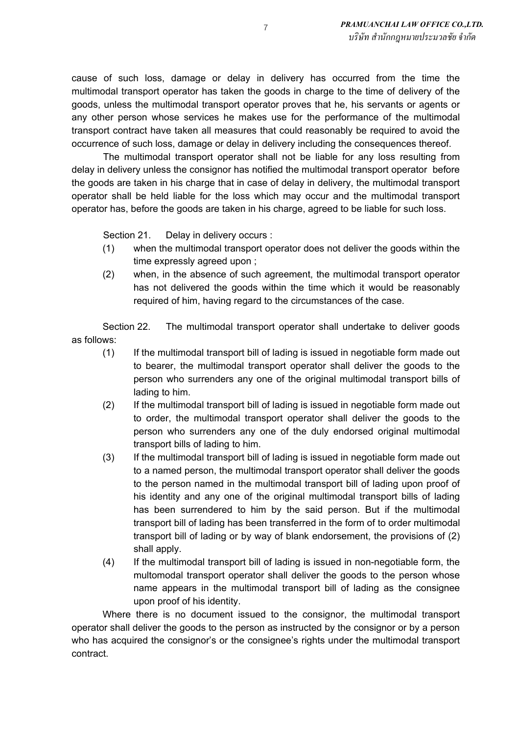cause of such loss, damage or delay in delivery has occurred from the time the multimodal transport operator has taken the goods in charge to the time of delivery of the goods, unless the multimodal transport operator proves that he, his servants or agents or any other person whose services he makes use for the performance of the multimodal transport contract have taken all measures that could reasonably be required to avoid the occurrence of such loss, damage or delay in delivery including the consequences thereof.

The multimodal transport operator shall not be liable for any loss resulting from delay in delivery unless the consignor has notified the multimodal transport operator before the goods are taken in his charge that in case of delay in delivery, the multimodal transport operator shall be held liable for the loss which may occur and the multimodal transport operator has, before the goods are taken in his charge, agreed to be liable for such loss.

Section 21. Delay in delivery occurs :

(1) when the multimodal transport operator does not deliver the goods within the time expressly agreed upon ;

(2) when, in the absence of such agreement, the multimodal transport operator has not delivered the goods within the time which it would be reasonably required of him, having regard to the circumstances of the case.

Section 22. The multimodal transport operator shall undertake to deliver goods as follows:

(1) If the multimodal transport bill of lading is issued in negotiable form made out to bearer, the multimodal transport operator shall deliver the goods to the person who surrenders any one of the original multimodal transport bills of lading to him.

(2) If the multimodal transport bill of lading is issued in negotiable form made out to order, the multimodal transport operator shall deliver the goods to the person who surrenders any one of the duly endorsed original multimodal transport bills of lading to him.

(3) If the multimodal transport bill of lading is issued in negotiable form made out to a named person, the multimodal transport operator shall deliver the goods to the person named in the multimodal transport bill of lading upon proof of his identity and any one of the original multimodal transport bills of lading has been surrendered to him by the said person. But if the multimodal transport bill of lading has been transferred in the form of to order multimodal transport bill of lading or by way of blank endorsement, the provisions of (2) shall apply.

(4) If the multimodal transport bill of lading is issued in non-negotiable form, the multomodal transport operator shall deliver the goods to the person whose name appears in the multimodal transport bill of lading as the consignee upon proof of his identity.

Where there is no document issued to the consignor, the multimodal transport operator shall deliver the goods to the person as instructed by the consignor or by a person who has acquired the consignor's or the consignee's rights under the multimodal transport contract.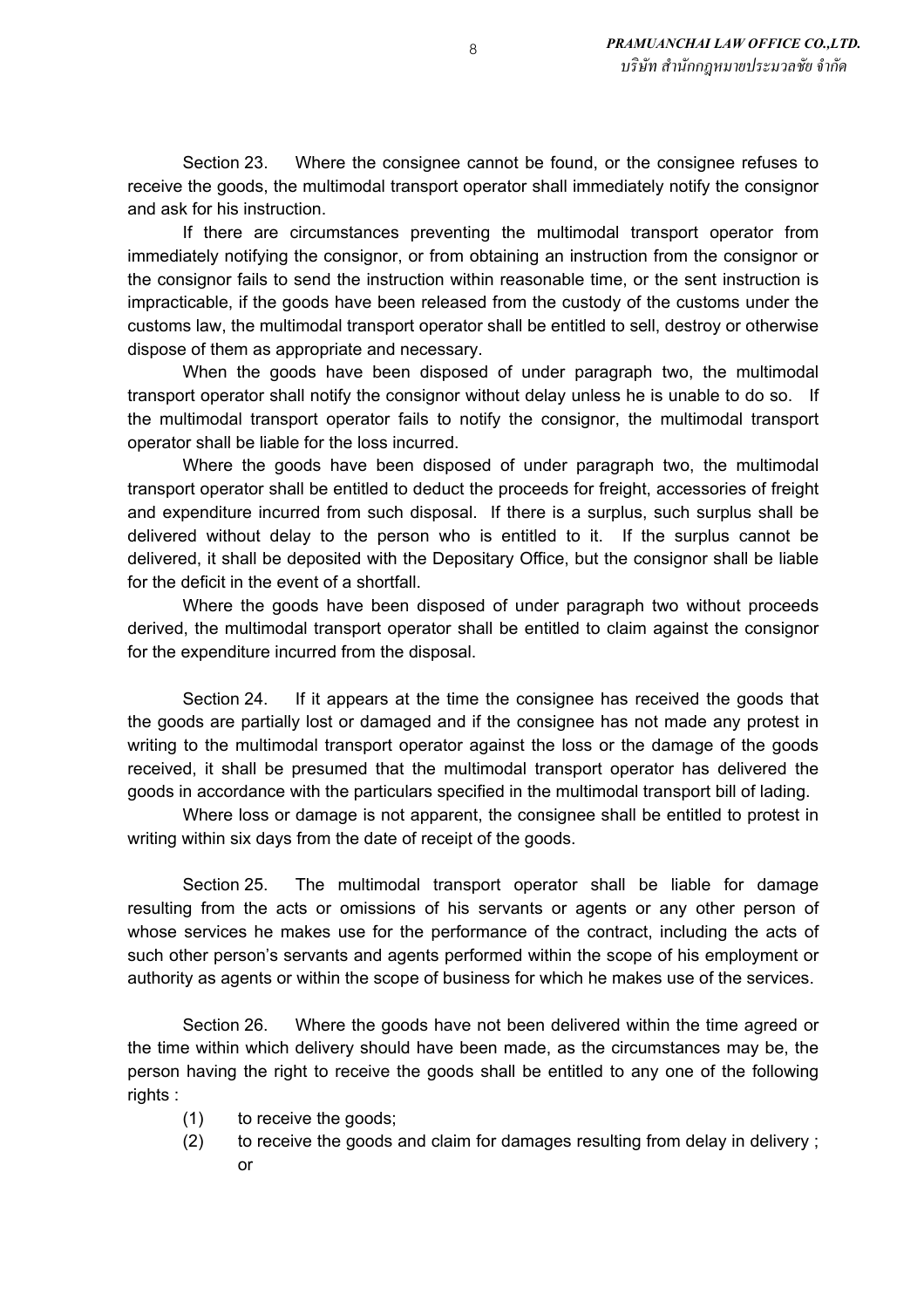Section 23. Where the consignee cannot be found, or the consignee refuses to receive the goods, the multimodal transport operator shall immediately notify the consignor and ask for his instruction.

If there are circumstances preventing the multimodal transport operator from immediately notifying the consignor, or from obtaining an instruction from the consignor or the consignor fails to send the instruction within reasonable time, or the sent instruction is impracticable, if the goods have been released from the custody of the customs under the customs law, the multimodal transport operator shall be entitled to sell, destroy or otherwise dispose of them as appropriate and necessary.

When the goods have been disposed of under paragraph two, the multimodal transport operator shall notify the consignor without delay unless he is unable to do so. If the multimodal transport operator fails to notify the consignor, the multimodal transport operator shall be liable for the loss incurred.

Where the goods have been disposed of under paragraph two, the multimodal transport operator shall be entitled to deduct the proceeds for freight, accessories of freight and expenditure incurred from such disposal. If there is a surplus, such surplus shall be delivered without delay to the person who is entitled to it. If the surplus cannot be delivered, it shall be deposited with the Depositary Office, but the consignor shall be liable for the deficit in the event of a shortfall.

Where the goods have been disposed of under paragraph two without proceeds derived, the multimodal transport operator shall be entitled to claim against the consignor for the expenditure incurred from the disposal.

Section 24. If it appears at the time the consignee has received the goods that the goods are partially lost or damaged and if the consignee has not made any protest in writing to the multimodal transport operator against the loss or the damage of the goods received, it shall be presumed that the multimodal transport operator has delivered the goods in accordance with the particulars specified in the multimodal transport bill of lading.

Where loss or damage is not apparent, the consignee shall be entitled to protest in writing within six days from the date of receipt of the goods.

Section 25. The multimodal transport operator shall be liable for damage resulting from the acts or omissions of his servants or agents or any other person of whose services he makes use for the performance of the contract, including the acts of such other person's servants and agents performed within the scope of his employment or authority as agents or within the scope of business for which he makes use of the services.

Section 26. Where the goods have not been delivered within the time agreed or the time within which delivery should have been made, as the circumstances may be, the person having the right to receive the goods shall be entitled to any one of the following rights :

(1) to receive the goods;

(2) to receive the goods and claim for damages resulting from delay in delivery ; or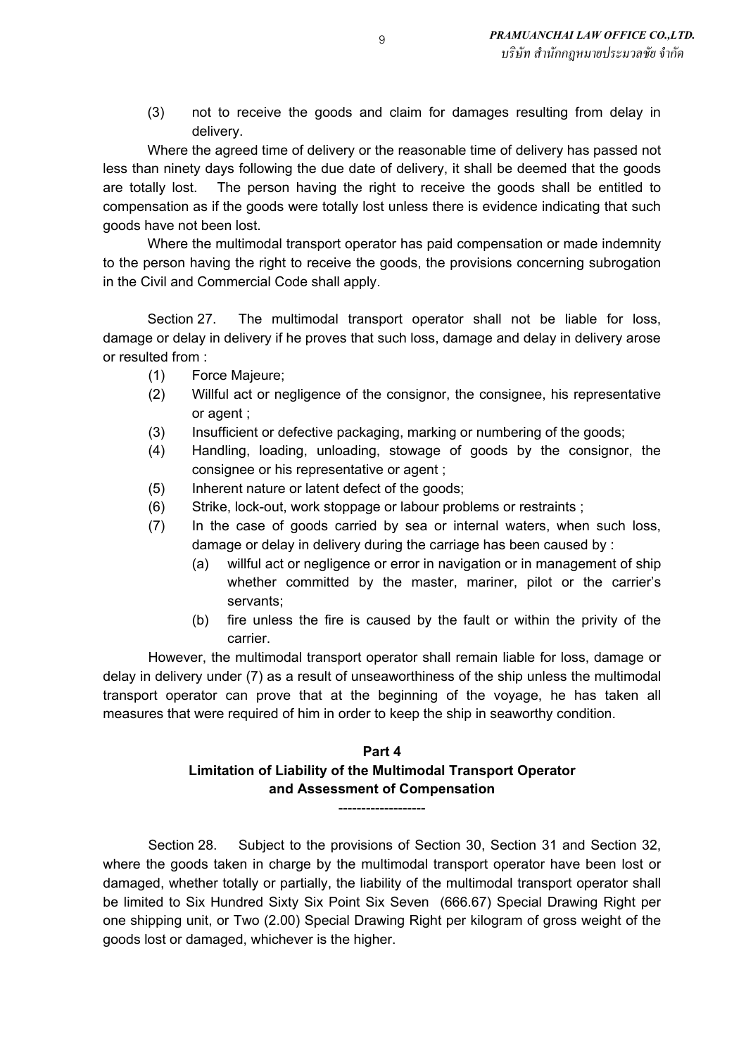(3) not to receive the goods and claim for damages resulting from delay in delivery.

Where the agreed time of delivery or the reasonable time of delivery has passed not less than ninety days following the due date of delivery, it shall be deemed that the goods are totally lost. The person having the right to receive the goods shall be entitled to compensation as if the goods were totally lost unless there is evidence indicating that such goods have not been lost.

Where the multimodal transport operator has paid compensation or made indemnity to the person having the right to receive the goods, the provisions concerning subrogation in the Civil and Commercial Code shall apply.

Section 27. The multimodal transport operator shall not be liable for loss, damage or delay in delivery if he proves that such loss, damage and delay in delivery arose or resulted from :

(1) Force Majeure;
(2) Willful act or negligence of the consignor, the consignee, his representative or agent ;
(3) Insufficient or defective packaging, marking or numbering of the goods;
(4) Handling, loading, unloading, stowage of goods by the consignor, the consignee or his representative or agent ;
(5) Inherent nature or latent defect of the goods;
(6) Strike, lock-out, work stoppage or labour problems or restraints ;
(7) In the case of goods carried by sea or internal waters, when such loss, damage or delay in delivery during the carriage has been caused by :
    (a) willful act or negligence or error in navigation or in management of ship whether committed by the master, mariner, pilot or the carrier's servants;
    (b) fire unless the fire is caused by the fault or within the privity of the carrier.

However, the multimodal transport operator shall remain liable for loss, damage or delay in delivery under (7) as a result of unseaworthiness of the ship unless the multimodal transport operator can prove that at the beginning of the voyage, he has taken all measures that were required of him in order to keep the ship in seaworthy condition.

## Part 4
## Limitation of Liability of the Multimodal Transport Operator and Assessment of Compensation

-------------------

Section 28. Subject to the provisions of Section 30, Section 31 and Section 32, where the goods taken in charge by the multimodal transport operator have been lost or damaged, whether totally or partially, the liability of the multimodal transport operator shall be limited to Six Hundred Sixty Six Point Six Seven (666.67) Special Drawing Right per one shipping unit, or Two (2.00) Special Drawing Right per kilogram of gross weight of the goods lost or damaged, whichever is the higher.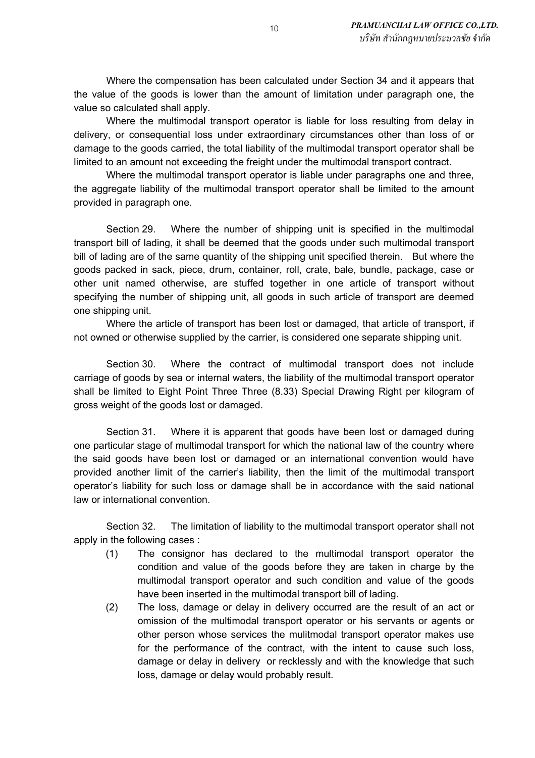Where the compensation has been calculated under Section 34 and it appears that the value of the goods is lower than the amount of limitation under paragraph one, the value so calculated shall apply.

Where the multimodal transport operator is liable for loss resulting from delay in delivery, or consequential loss under extraordinary circumstances other than loss of or damage to the goods carried, the total liability of the multimodal transport operator shall be limited to an amount not exceeding the freight under the multimodal transport contract.

Where the multimodal transport operator is liable under paragraphs one and three, the aggregate liability of the multimodal transport operator shall be limited to the amount provided in paragraph one.

Section 29. Where the number of shipping unit is specified in the multimodal transport bill of lading, it shall be deemed that the goods under such multimodal transport bill of lading are of the same quantity of the shipping unit specified therein. But where the goods packed in sack, piece, drum, container, roll, crate, bale, bundle, package, case or other unit named otherwise, are stuffed together in one article of transport without specifying the number of shipping unit, all goods in such article of transport are deemed one shipping unit.

Where the article of transport has been lost or damaged, that article of transport, if not owned or otherwise supplied by the carrier, is considered one separate shipping unit.

Section 30. Where the contract of multimodal transport does not include carriage of goods by sea or internal waters, the liability of the multimodal transport operator shall be limited to Eight Point Three Three (8.33) Special Drawing Right per kilogram of gross weight of the goods lost or damaged.

Section 31. Where it is apparent that goods have been lost or damaged during one particular stage of multimodal transport for which the national law of the country where the said goods have been lost or damaged or an international convention would have provided another limit of the carrier's liability, then the limit of the multimodal transport operator's liability for such loss or damage shall be in accordance with the said national law or international convention.

Section 32. The limitation of liability to the multimodal transport operator shall not apply in the following cases :

(1) The consignor has declared to the multimodal transport operator the condition and value of the goods before they are taken in charge by the multimodal transport operator and such condition and value of the goods have been inserted in the multimodal transport bill of lading.

(2) The loss, damage or delay in delivery occurred are the result of an act or omission of the multimodal transport operator or his servants or agents or other person whose services the mulitmodal transport operator makes use for the performance of the contract, with the intent to cause such loss, damage or delay in delivery or recklessly and with the knowledge that such loss, damage or delay would probably result.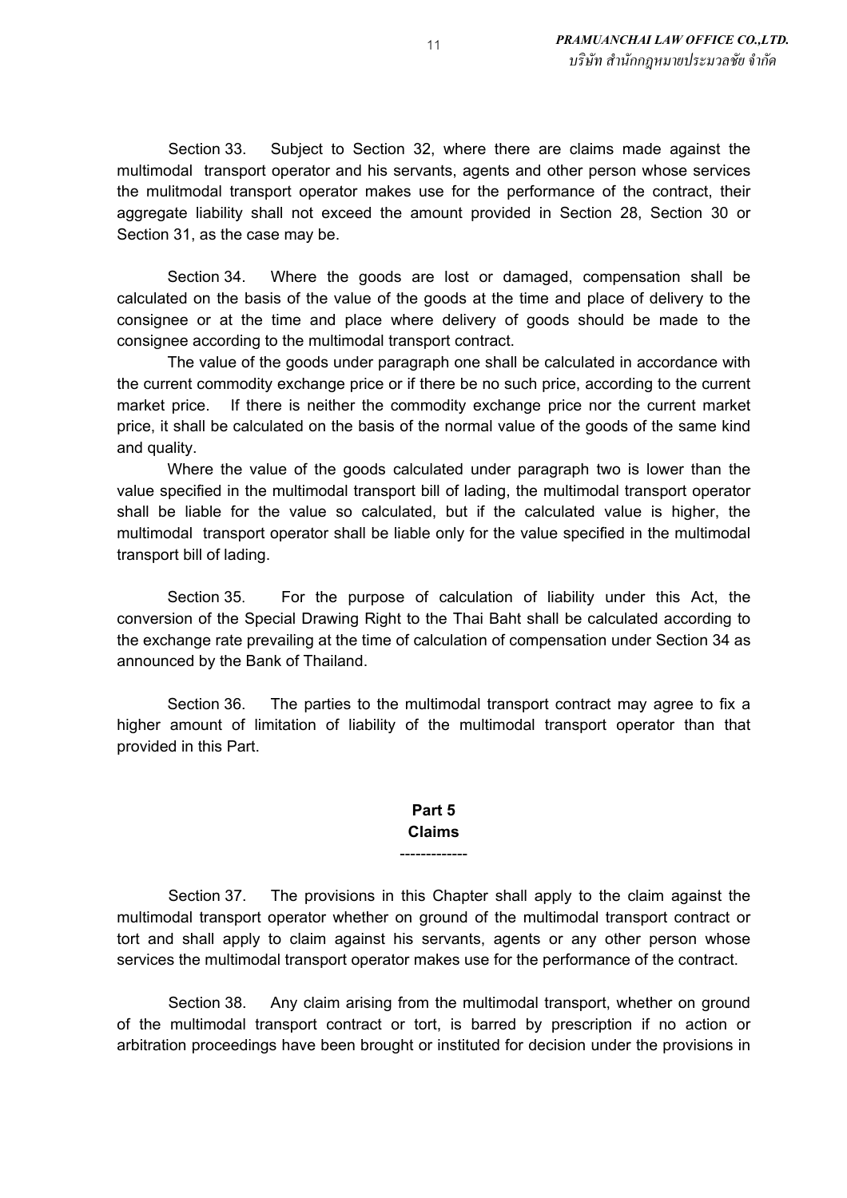Section 33. Subject to Section 32, where there are claims made against the multimodal transport operator and his servants, agents and other person whose services the mulitmodal transport operator makes use for the performance of the contract, their aggregate liability shall not exceed the amount provided in Section 28, Section 30 or Section 31, as the case may be.

Section 34. Where the goods are lost or damaged, compensation shall be calculated on the basis of the value of the goods at the time and place of delivery to the consignee or at the time and place where delivery of goods should be made to the consignee according to the multimodal transport contract.

The value of the goods under paragraph one shall be calculated in accordance with the current commodity exchange price or if there be no such price, according to the current market price. If there is neither the commodity exchange price nor the current market price, it shall be calculated on the basis of the normal value of the goods of the same kind and quality.

Where the value of the goods calculated under paragraph two is lower than the value specified in the multimodal transport bill of lading, the multimodal transport operator shall be liable for the value so calculated, but if the calculated value is higher, the multimodal transport operator shall be liable only for the value specified in the multimodal transport bill of lading.

Section 35. For the purpose of calculation of liability under this Act, the conversion of the Special Drawing Right to the Thai Baht shall be calculated according to the exchange rate prevailing at the time of calculation of compensation under Section 34 as announced by the Bank of Thailand.

Section 36. The parties to the multimodal transport contract may agree to fix a higher amount of limitation of liability of the multimodal transport operator than that provided in this Part.

## Part 5
## Claims

-------------

Section 37. The provisions in this Chapter shall apply to the claim against the multimodal transport operator whether on ground of the multimodal transport contract or tort and shall apply to claim against his servants, agents or any other person whose services the multimodal transport operator makes use for the performance of the contract.

Section 38. Any claim arising from the multimodal transport, whether on ground of the multimodal transport contract or tort, is barred by prescription if no action or arbitration proceedings have been brought or instituted for decision under the provisions in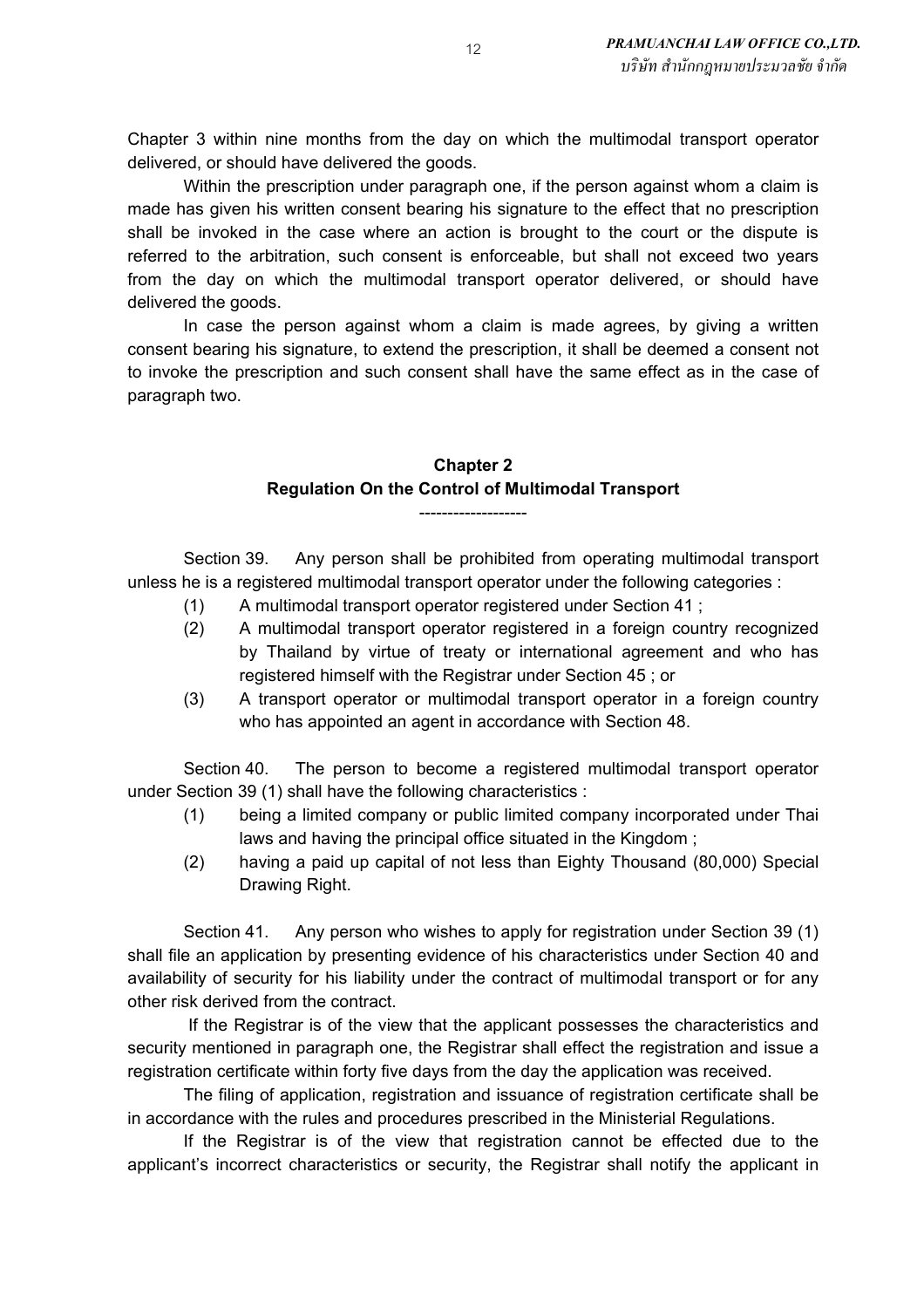Chapter 3 within nine months from the day on which the multimodal transport operator delivered, or should have delivered the goods.

Within the prescription under paragraph one, if the person against whom a claim is made has given his written consent bearing his signature to the effect that no prescription shall be invoked in the case where an action is brought to the court or the dispute is referred to the arbitration, such consent is enforceable, but shall not exceed two years from the day on which the multimodal transport operator delivered, or should have delivered the goods.

In case the person against whom a claim is made agrees, by giving a written consent bearing his signature, to extend the prescription, it shall be deemed a consent not to invoke the prescription and such consent shall have the same effect as in the case of paragraph two.

## Chapter 2
## Regulation On the Control of Multimodal Transport

-------------------

Section 39. Any person shall be prohibited from operating multimodal transport unless he is a registered multimodal transport operator under the following categories :

(1) A multimodal transport operator registered under Section 41 ;

(2) A multimodal transport operator registered in a foreign country recognized by Thailand by virtue of treaty or international agreement and who has registered himself with the Registrar under Section 45 ; or

(3) A transport operator or multimodal transport operator in a foreign country who has appointed an agent in accordance with Section 48.

Section 40. The person to become a registered multimodal transport operator under Section 39 (1) shall have the following characteristics :

(1) being a limited company or public limited company incorporated under Thai laws and having the principal office situated in the Kingdom ;

(2) having a paid up capital of not less than Eighty Thousand (80,000) Special Drawing Right.

Section 41. Any person who wishes to apply for registration under Section 39 (1) shall file an application by presenting evidence of his characteristics under Section 40 and availability of security for his liability under the contract of multimodal transport or for any other risk derived from the contract.

If the Registrar is of the view that the applicant possesses the characteristics and security mentioned in paragraph one, the Registrar shall effect the registration and issue a registration certificate within forty five days from the day the application was received.

The filing of application, registration and issuance of registration certificate shall be in accordance with the rules and procedures prescribed in the Ministerial Regulations.

If the Registrar is of the view that registration cannot be effected due to the applicant's incorrect characteristics or security, the Registrar shall notify the applicant in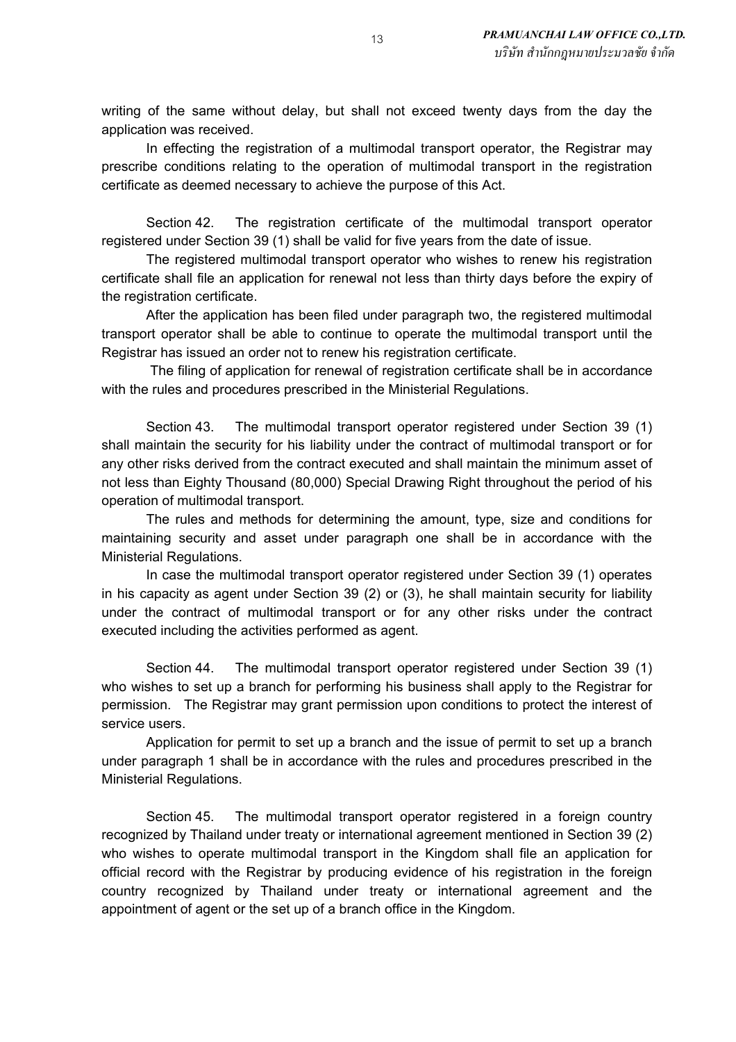writing of the same without delay, but shall not exceed twenty days from the day the application was received.

In effecting the registration of a multimodal transport operator, the Registrar may prescribe conditions relating to the operation of multimodal transport in the registration certificate as deemed necessary to achieve the purpose of this Act.

Section 42. The registration certificate of the multimodal transport operator registered under Section 39 (1) shall be valid for five years from the date of issue.

The registered multimodal transport operator who wishes to renew his registration certificate shall file an application for renewal not less than thirty days before the expiry of the registration certificate.

After the application has been filed under paragraph two, the registered multimodal transport operator shall be able to continue to operate the multimodal transport until the Registrar has issued an order not to renew his registration certificate.

The filing of application for renewal of registration certificate shall be in accordance with the rules and procedures prescribed in the Ministerial Regulations.

Section 43. The multimodal transport operator registered under Section 39 (1) shall maintain the security for his liability under the contract of multimodal transport or for any other risks derived from the contract executed and shall maintain the minimum asset of not less than Eighty Thousand (80,000) Special Drawing Right throughout the period of his operation of multimodal transport.

The rules and methods for determining the amount, type, size and conditions for maintaining security and asset under paragraph one shall be in accordance with the Ministerial Regulations.

In case the multimodal transport operator registered under Section 39 (1) operates in his capacity as agent under Section 39 (2) or (3), he shall maintain security for liability under the contract of multimodal transport or for any other risks under the contract executed including the activities performed as agent.

Section 44. The multimodal transport operator registered under Section 39 (1) who wishes to set up a branch for performing his business shall apply to the Registrar for permission. The Registrar may grant permission upon conditions to protect the interest of service users.

Application for permit to set up a branch and the issue of permit to set up a branch under paragraph 1 shall be in accordance with the rules and procedures prescribed in the Ministerial Regulations.

Section 45. The multimodal transport operator registered in a foreign country recognized by Thailand under treaty or international agreement mentioned in Section 39 (2) who wishes to operate multimodal transport in the Kingdom shall file an application for official record with the Registrar by producing evidence of his registration in the foreign country recognized by Thailand under treaty or international agreement and the appointment of agent or the set up of a branch office in the Kingdom.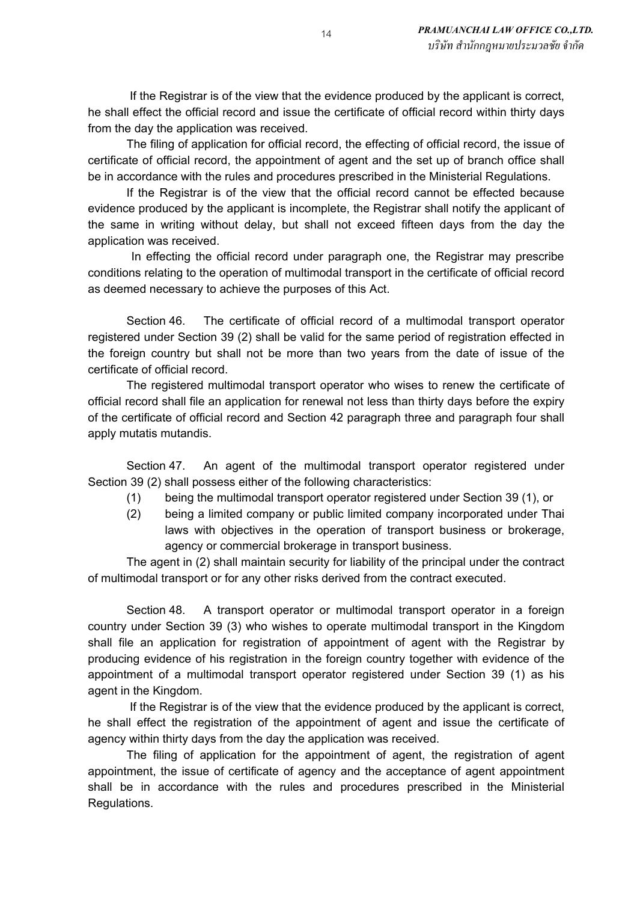If the Registrar is of the view that the evidence produced by the applicant is correct, he shall effect the official record and issue the certificate of official record within thirty days from the day the application was received.

The filing of application for official record, the effecting of official record, the issue of certificate of official record, the appointment of agent and the set up of branch office shall be in accordance with the rules and procedures prescribed in the Ministerial Regulations.

If the Registrar is of the view that the official record cannot be effected because evidence produced by the applicant is incomplete, the Registrar shall notify the applicant of the same in writing without delay, but shall not exceed fifteen days from the day the application was received.

In effecting the official record under paragraph one, the Registrar may prescribe conditions relating to the operation of multimodal transport in the certificate of official record as deemed necessary to achieve the purposes of this Act.

Section 46. The certificate of official record of a multimodal transport operator registered under Section 39 (2) shall be valid for the same period of registration effected in the foreign country but shall not be more than two years from the date of issue of the certificate of official record.

The registered multimodal transport operator who wises to renew the certificate of official record shall file an application for renewal not less than thirty days before the expiry of the certificate of official record and Section 42 paragraph three and paragraph four shall apply mutatis mutandis.

Section 47. An agent of the multimodal transport operator registered under Section 39 (2) shall possess either of the following characteristics:

(1) being the multimodal transport operator registered under Section 39 (1), or

(2) being a limited company or public limited company incorporated under Thai laws with objectives in the operation of transport business or brokerage, agency or commercial brokerage in transport business.

The agent in (2) shall maintain security for liability of the principal under the contract of multimodal transport or for any other risks derived from the contract executed.

Section 48. A transport operator or multimodal transport operator in a foreign country under Section 39 (3) who wishes to operate multimodal transport in the Kingdom shall file an application for registration of appointment of agent with the Registrar by producing evidence of his registration in the foreign country together with evidence of the appointment of a multimodal transport operator registered under Section 39 (1) as his agent in the Kingdom.

If the Registrar is of the view that the evidence produced by the applicant is correct, he shall effect the registration of the appointment of agent and issue the certificate of agency within thirty days from the day the application was received.

The filing of application for the appointment of agent, the registration of agent appointment, the issue of certificate of agency and the acceptance of agent appointment shall be in accordance with the rules and procedures prescribed in the Ministerial Regulations.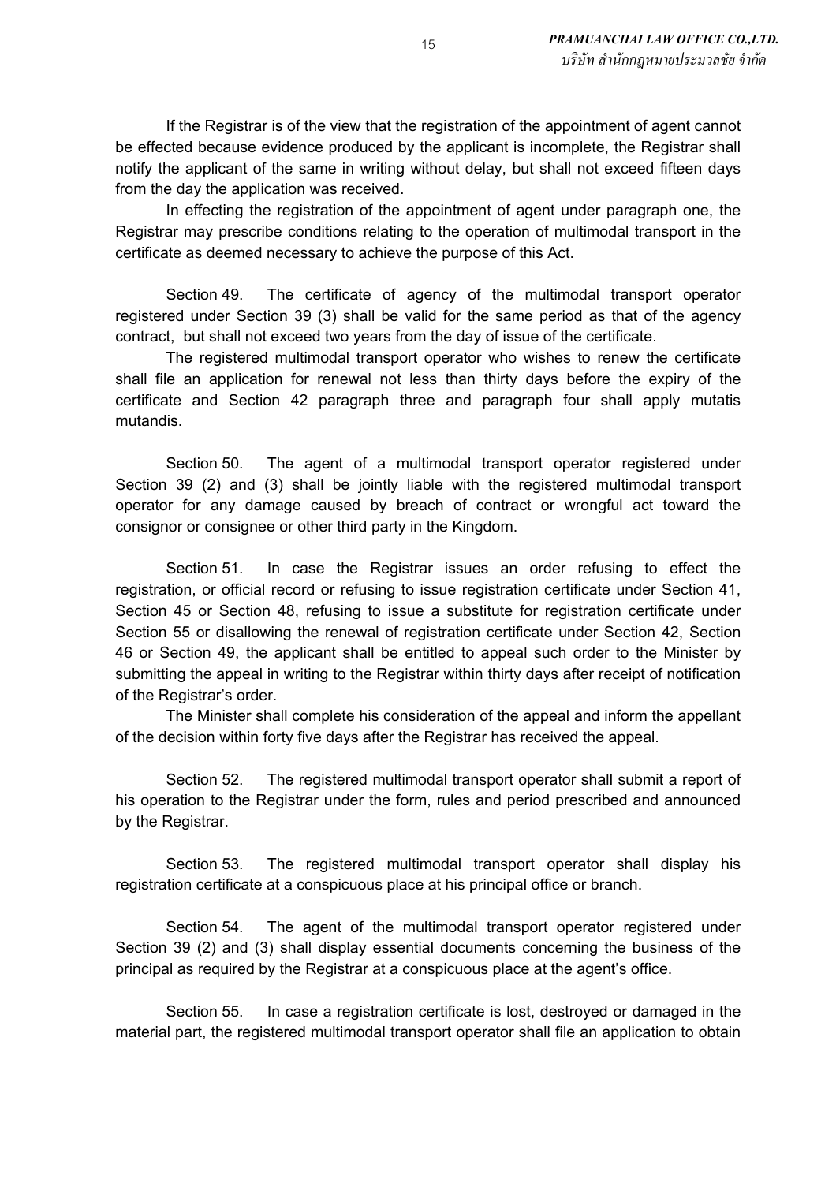If the Registrar is of the view that the registration of the appointment of agent cannot be effected because evidence produced by the applicant is incomplete, the Registrar shall notify the applicant of the same in writing without delay, but shall not exceed fifteen days from the day the application was received.

In effecting the registration of the appointment of agent under paragraph one, the Registrar may prescribe conditions relating to the operation of multimodal transport in the certificate as deemed necessary to achieve the purpose of this Act.

Section 49. The certificate of agency of the multimodal transport operator registered under Section 39 (3) shall be valid for the same period as that of the agency contract, but shall not exceed two years from the day of issue of the certificate.

The registered multimodal transport operator who wishes to renew the certificate shall file an application for renewal not less than thirty days before the expiry of the certificate and Section 42 paragraph three and paragraph four shall apply mutatis mutandis.

Section 50. The agent of a multimodal transport operator registered under Section 39 (2) and (3) shall be jointly liable with the registered multimodal transport operator for any damage caused by breach of contract or wrongful act toward the consignor or consignee or other third party in the Kingdom.

Section 51. In case the Registrar issues an order refusing to effect the registration, or official record or refusing to issue registration certificate under Section 41, Section 45 or Section 48, refusing to issue a substitute for registration certificate under Section 55 or disallowing the renewal of registration certificate under Section 42, Section 46 or Section 49, the applicant shall be entitled to appeal such order to the Minister by submitting the appeal in writing to the Registrar within thirty days after receipt of notification of the Registrar's order.

The Minister shall complete his consideration of the appeal and inform the appellant of the decision within forty five days after the Registrar has received the appeal.

Section 52. The registered multimodal transport operator shall submit a report of his operation to the Registrar under the form, rules and period prescribed and announced by the Registrar.

Section 53. The registered multimodal transport operator shall display his registration certificate at a conspicuous place at his principal office or branch.

Section 54. The agent of the multimodal transport operator registered under Section 39 (2) and (3) shall display essential documents concerning the business of the principal as required by the Registrar at a conspicuous place at the agent's office.

Section 55. In case a registration certificate is lost, destroyed or damaged in the material part, the registered multimodal transport operator shall file an application to obtain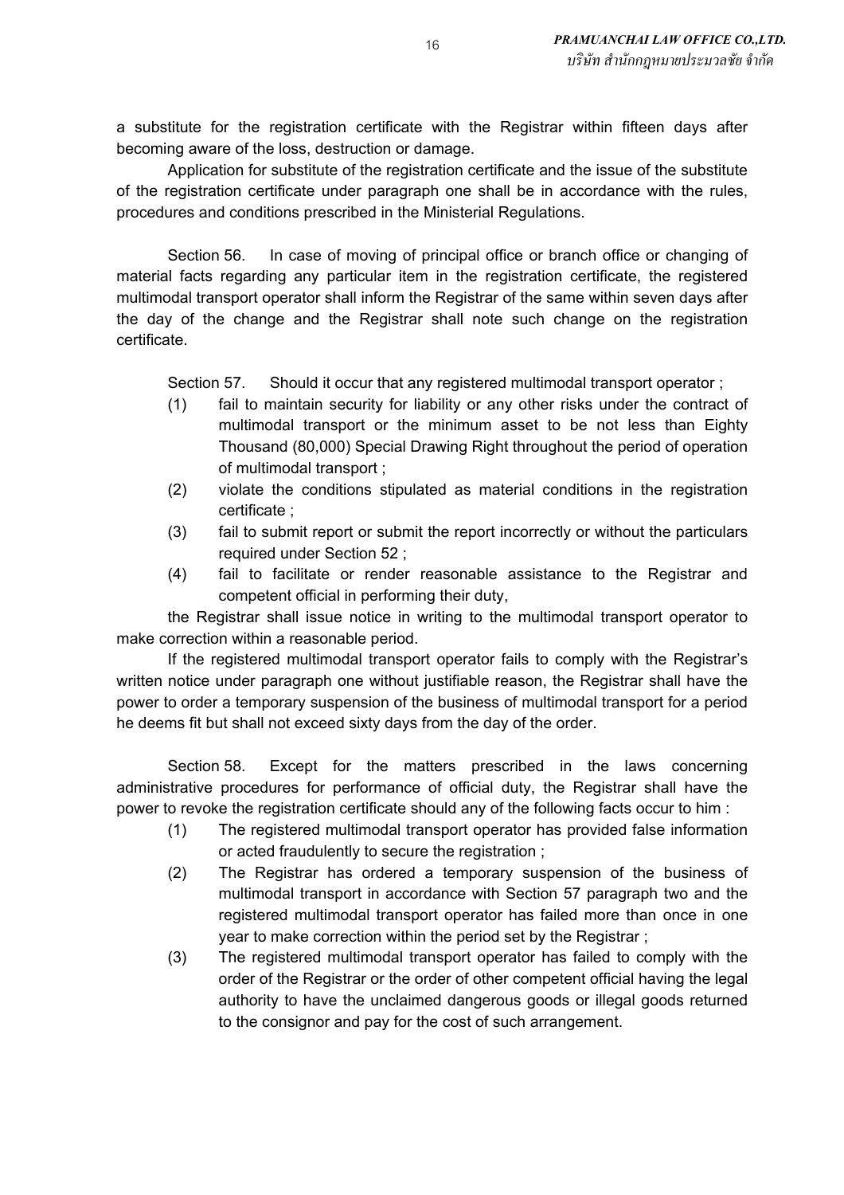a substitute for the registration certificate with the Registrar within fifteen days after becoming aware of the loss, destruction or damage.

Application for substitute of the registration certificate and the issue of the substitute of the registration certificate under paragraph one shall be in accordance with the rules, procedures and conditions prescribed in the Ministerial Regulations.

Section 56. In case of moving of principal office or branch office or changing of material facts regarding any particular item in the registration certificate, the registered multimodal transport operator shall inform the Registrar of the same within seven days after the day of the change and the Registrar shall note such change on the registration certificate.

Section 57. Should it occur that any registered multimodal transport operator ;

(1) fail to maintain security for liability or any other risks under the contract of multimodal transport or the minimum asset to be not less than Eighty Thousand (80,000) Special Drawing Right throughout the period of operation of multimodal transport ;

(2) violate the conditions stipulated as material conditions in the registration certificate ;

(3) fail to submit report or submit the report incorrectly or without the particulars required under Section 52 ;

(4) fail to facilitate or render reasonable assistance to the Registrar and competent official in performing their duty,

the Registrar shall issue notice in writing to the multimodal transport operator to make correction within a reasonable period.

If the registered multimodal transport operator fails to comply with the Registrar's written notice under paragraph one without justifiable reason, the Registrar shall have the power to order a temporary suspension of the business of multimodal transport for a period he deems fit but shall not exceed sixty days from the day of the order.

Section 58. Except for the matters prescribed in the laws concerning administrative procedures for performance of official duty, the Registrar shall have the power to revoke the registration certificate should any of the following facts occur to him :

(1) The registered multimodal transport operator has provided false information or acted fraudulently to secure the registration ;

(2) The Registrar has ordered a temporary suspension of the business of multimodal transport in accordance with Section 57 paragraph two and the registered multimodal transport operator has failed more than once in one year to make correction within the period set by the Registrar ;

(3) The registered multimodal transport operator has failed to comply with the order of the Registrar or the order of other competent official having the legal authority to have the unclaimed dangerous goods or illegal goods returned to the consignor and pay for the cost of such arrangement.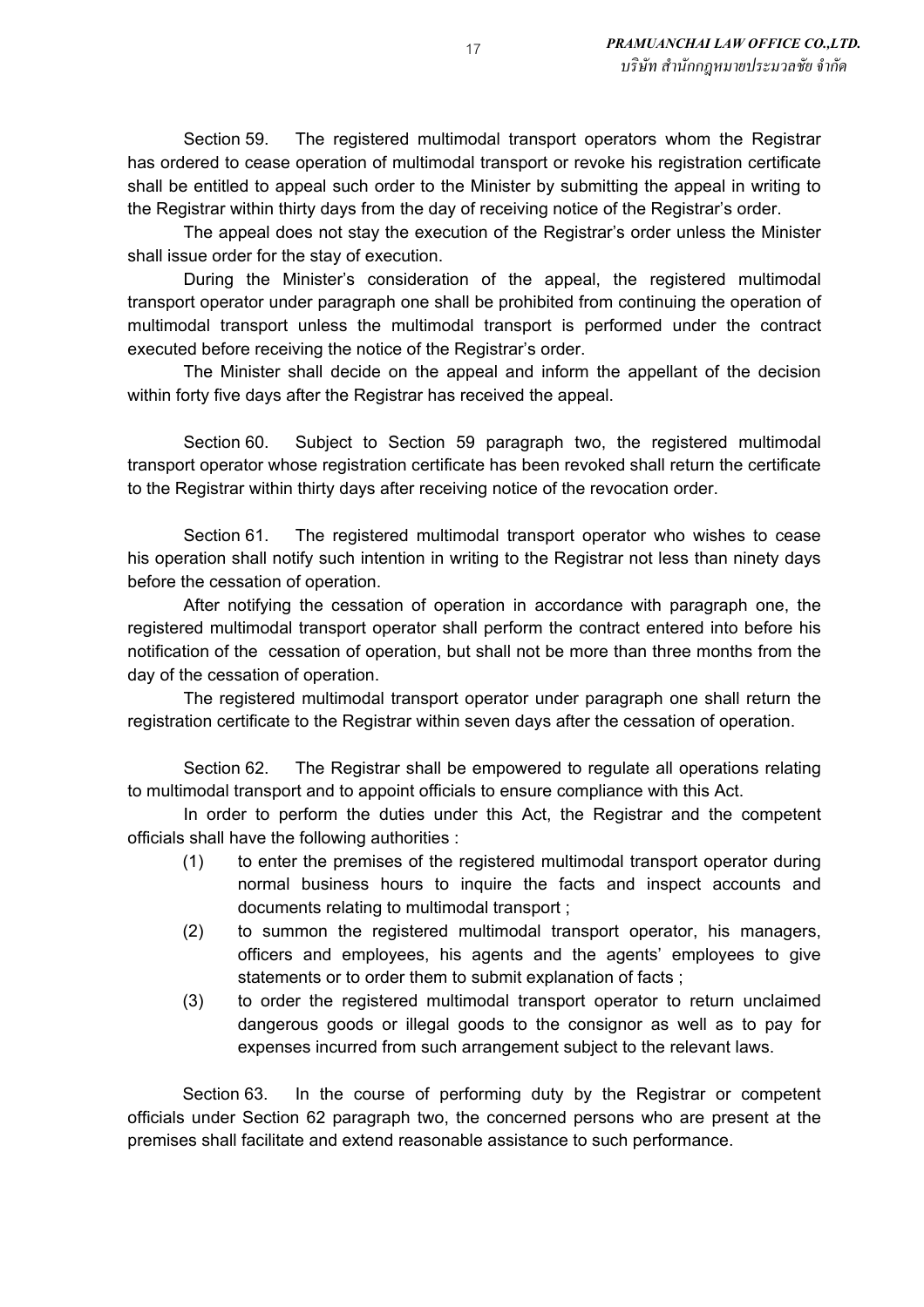Section 59. The registered multimodal transport operators whom the Registrar has ordered to cease operation of multimodal transport or revoke his registration certificate shall be entitled to appeal such order to the Minister by submitting the appeal in writing to the Registrar within thirty days from the day of receiving notice of the Registrar's order.

The appeal does not stay the execution of the Registrar's order unless the Minister shall issue order for the stay of execution.

During the Minister's consideration of the appeal, the registered multimodal transport operator under paragraph one shall be prohibited from continuing the operation of multimodal transport unless the multimodal transport is performed under the contract executed before receiving the notice of the Registrar's order.

The Minister shall decide on the appeal and inform the appellant of the decision within forty five days after the Registrar has received the appeal.

Section 60. Subject to Section 59 paragraph two, the registered multimodal transport operator whose registration certificate has been revoked shall return the certificate to the Registrar within thirty days after receiving notice of the revocation order.

Section 61. The registered multimodal transport operator who wishes to cease his operation shall notify such intention in writing to the Registrar not less than ninety days before the cessation of operation.

After notifying the cessation of operation in accordance with paragraph one, the registered multimodal transport operator shall perform the contract entered into before his notification of the cessation of operation, but shall not be more than three months from the day of the cessation of operation.

The registered multimodal transport operator under paragraph one shall return the registration certificate to the Registrar within seven days after the cessation of operation.

Section 62. The Registrar shall be empowered to regulate all operations relating to multimodal transport and to appoint officials to ensure compliance with this Act.

In order to perform the duties under this Act, the Registrar and the competent officials shall have the following authorities :

(1) to enter the premises of the registered multimodal transport operator during normal business hours to inquire the facts and inspect accounts and documents relating to multimodal transport ;

(2) to summon the registered multimodal transport operator, his managers, officers and employees, his agents and the agents' employees to give statements or to order them to submit explanation of facts ;

(3) to order the registered multimodal transport operator to return unclaimed dangerous goods or illegal goods to the consignor as well as to pay for expenses incurred from such arrangement subject to the relevant laws.

Section 63. In the course of performing duty by the Registrar or competent officials under Section 62 paragraph two, the concerned persons who are present at the premises shall facilitate and extend reasonable assistance to such performance.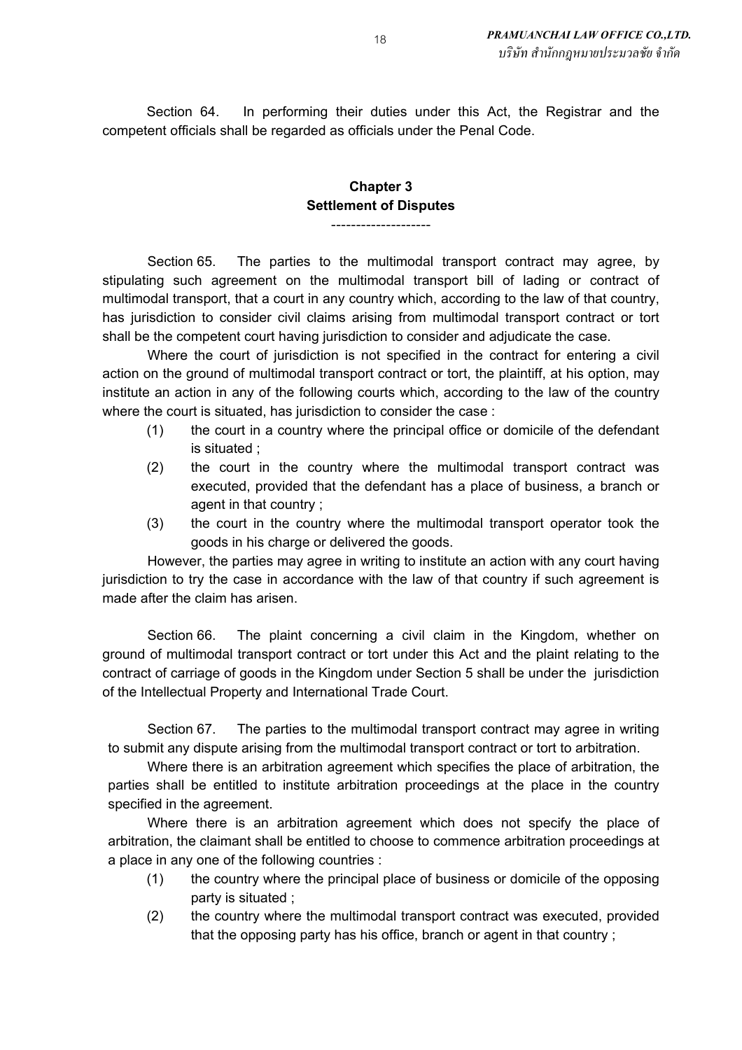Section 64. In performing their duties under this Act, the Registrar and the competent officials shall be regarded as officials under the Penal Code.

## Chapter 3
## Settlement of Disputes

--------------------

Section 65. The parties to the multimodal transport contract may agree, by stipulating such agreement on the multimodal transport bill of lading or contract of multimodal transport, that a court in any country which, according to the law of that country, has jurisdiction to consider civil claims arising from multimodal transport contract or tort shall be the competent court having jurisdiction to consider and adjudicate the case.

Where the court of jurisdiction is not specified in the contract for entering a civil action on the ground of multimodal transport contract or tort, the plaintiff, at his option, may institute an action in any of the following courts which, according to the law of the country where the court is situated, has jurisdiction to consider the case :

(1) the court in a country where the principal office or domicile of the defendant is situated ;

(2) the court in the country where the multimodal transport contract was executed, provided that the defendant has a place of business, a branch or agent in that country ;

(3) the court in the country where the multimodal transport operator took the goods in his charge or delivered the goods.

However, the parties may agree in writing to institute an action with any court having jurisdiction to try the case in accordance with the law of that country if such agreement is made after the claim has arisen.

Section 66. The plaint concerning a civil claim in the Kingdom, whether on ground of multimodal transport contract or tort under this Act and the plaint relating to the contract of carriage of goods in the Kingdom under Section 5 shall be under the jurisdiction of the Intellectual Property and International Trade Court.

Section 67. The parties to the multimodal transport contract may agree in writing to submit any dispute arising from the multimodal transport contract or tort to arbitration.

Where there is an arbitration agreement which specifies the place of arbitration, the parties shall be entitled to institute arbitration proceedings at the place in the country specified in the agreement.

Where there is an arbitration agreement which does not specify the place of arbitration, the claimant shall be entitled to choose to commence arbitration proceedings at a place in any one of the following countries :

(1) the country where the principal place of business or domicile of the opposing party is situated ;

(2) the country where the multimodal transport contract was executed, provided that the opposing party has his office, branch or agent in that country ;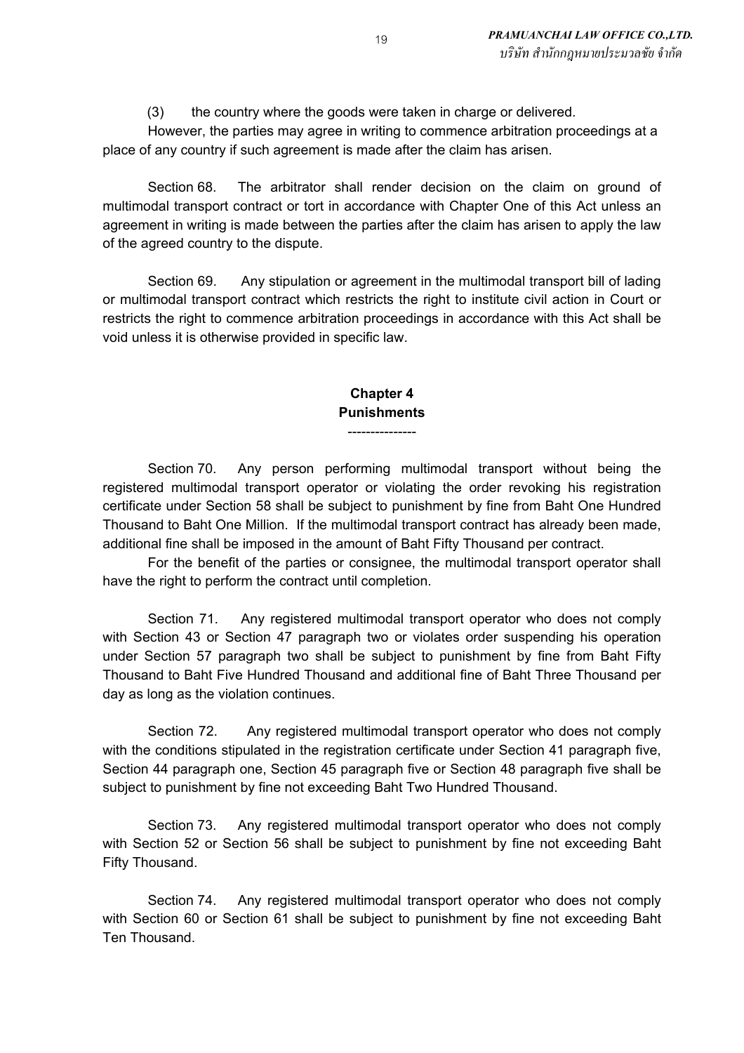(3) the country where the goods were taken in charge or delivered.

However, the parties may agree in writing to commence arbitration proceedings at a place of any country if such agreement is made after the claim has arisen.

Section 68. The arbitrator shall render decision on the claim on ground of multimodal transport contract or tort in accordance with Chapter One of this Act unless an agreement in writing is made between the parties after the claim has arisen to apply the law of the agreed country to the dispute.

Section 69. Any stipulation or agreement in the multimodal transport bill of lading or multimodal transport contract which restricts the right to institute civil action in Court or restricts the right to commence arbitration proceedings in accordance with this Act shall be void unless it is otherwise provided in specific law.

## Chapter 4
## Punishments

---------------

Section 70. Any person performing multimodal transport without being the registered multimodal transport operator or violating the order revoking his registration certificate under Section 58 shall be subject to punishment by fine from Baht One Hundred Thousand to Baht One Million. If the multimodal transport contract has already been made, additional fine shall be imposed in the amount of Baht Fifty Thousand per contract.

For the benefit of the parties or consignee, the multimodal transport operator shall have the right to perform the contract until completion.

Section 71. Any registered multimodal transport operator who does not comply with Section 43 or Section 47 paragraph two or violates order suspending his operation under Section 57 paragraph two shall be subject to punishment by fine from Baht Fifty Thousand to Baht Five Hundred Thousand and additional fine of Baht Three Thousand per day as long as the violation continues.

Section 72. Any registered multimodal transport operator who does not comply with the conditions stipulated in the registration certificate under Section 41 paragraph five, Section 44 paragraph one, Section 45 paragraph five or Section 48 paragraph five shall be subject to punishment by fine not exceeding Baht Two Hundred Thousand.

Section 73. Any registered multimodal transport operator who does not comply with Section 52 or Section 56 shall be subject to punishment by fine not exceeding Baht Fifty Thousand.

Section 74. Any registered multimodal transport operator who does not comply with Section 60 or Section 61 shall be subject to punishment by fine not exceeding Baht Ten Thousand.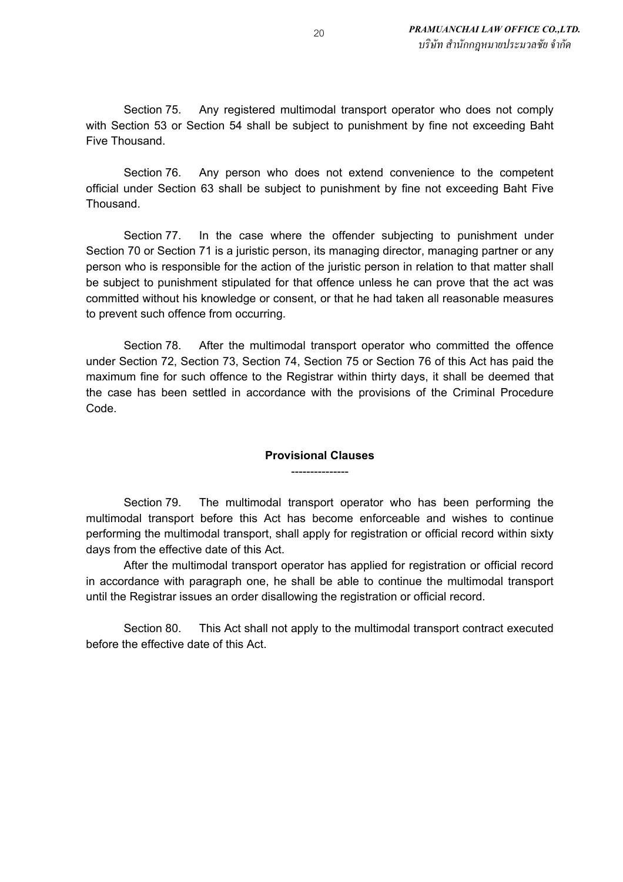Section 75. Any registered multimodal transport operator who does not comply with Section 53 or Section 54 shall be subject to punishment by fine not exceeding Baht Five Thousand.

Section 76. Any person who does not extend convenience to the competent official under Section 63 shall be subject to punishment by fine not exceeding Baht Five Thousand.

Section 77. In the case where the offender subjecting to punishment under Section 70 or Section 71 is a juristic person, its managing director, managing partner or any person who is responsible for the action of the juristic person in relation to that matter shall be subject to punishment stipulated for that offence unless he can prove that the act was committed without his knowledge or consent, or that he had taken all reasonable measures to prevent such offence from occurring.

Section 78. After the multimodal transport operator who committed the offence under Section 72, Section 73, Section 74, Section 75 or Section 76 of this Act has paid the maximum fine for such offence to the Registrar within thirty days, it shall be deemed that the case has been settled in accordance with the provisions of the Criminal Procedure Code.

## Provisional Clauses

---------------

Section 79. The multimodal transport operator who has been performing the multimodal transport before this Act has become enforceable and wishes to continue performing the multimodal transport, shall apply for registration or official record within sixty days from the effective date of this Act.

After the multimodal transport operator has applied for registration or official record in accordance with paragraph one, he shall be able to continue the multimodal transport until the Registrar issues an order disallowing the registration or official record.

Section 80. This Act shall not apply to the multimodal transport contract executed before the effective date of this Act.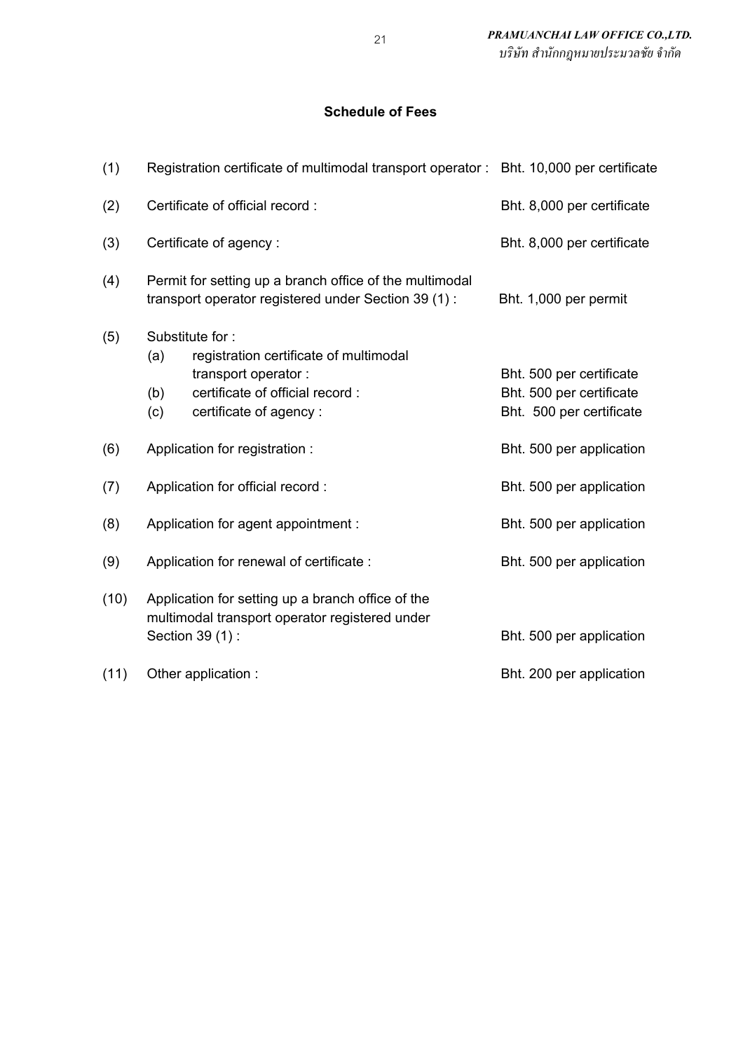## Schedule of Fees

| | | |
|---|---|---|
| (1) | Registration certificate of multimodal transport operator : | Bht. 10,000 per certificate |
| (2) | Certificate of official record : | Bht. 8,000 per certificate |
| (3) | Certificate of agency : | Bht. 8,000 per certificate |
| (4) | Permit for setting up a branch office of the multimodal transport operator registered under Section 39 (1) : | Bht. 1,000 per permit |
| (5) | Substitute for : | |
| | (a) registration certificate of multimodal transport operator : | Bht. 500 per certificate |
| | (b) certificate of official record : | Bht. 500 per certificate |
| | (c) certificate of agency : | Bht. 500 per certificate |
| (6) | Application for registration : | Bht. 500 per application |
| (7) | Application for official record : | Bht. 500 per application |
| (8) | Application for agent appointment : | Bht. 500 per application |
| (9) | Application for renewal of certificate : | Bht. 500 per application |
| (10) | Application for setting up a branch office of the multimodal transport operator registered under Section 39 (1) : | Bht. 500 per application |
| (11) | Other application : | Bht. 200 per application |